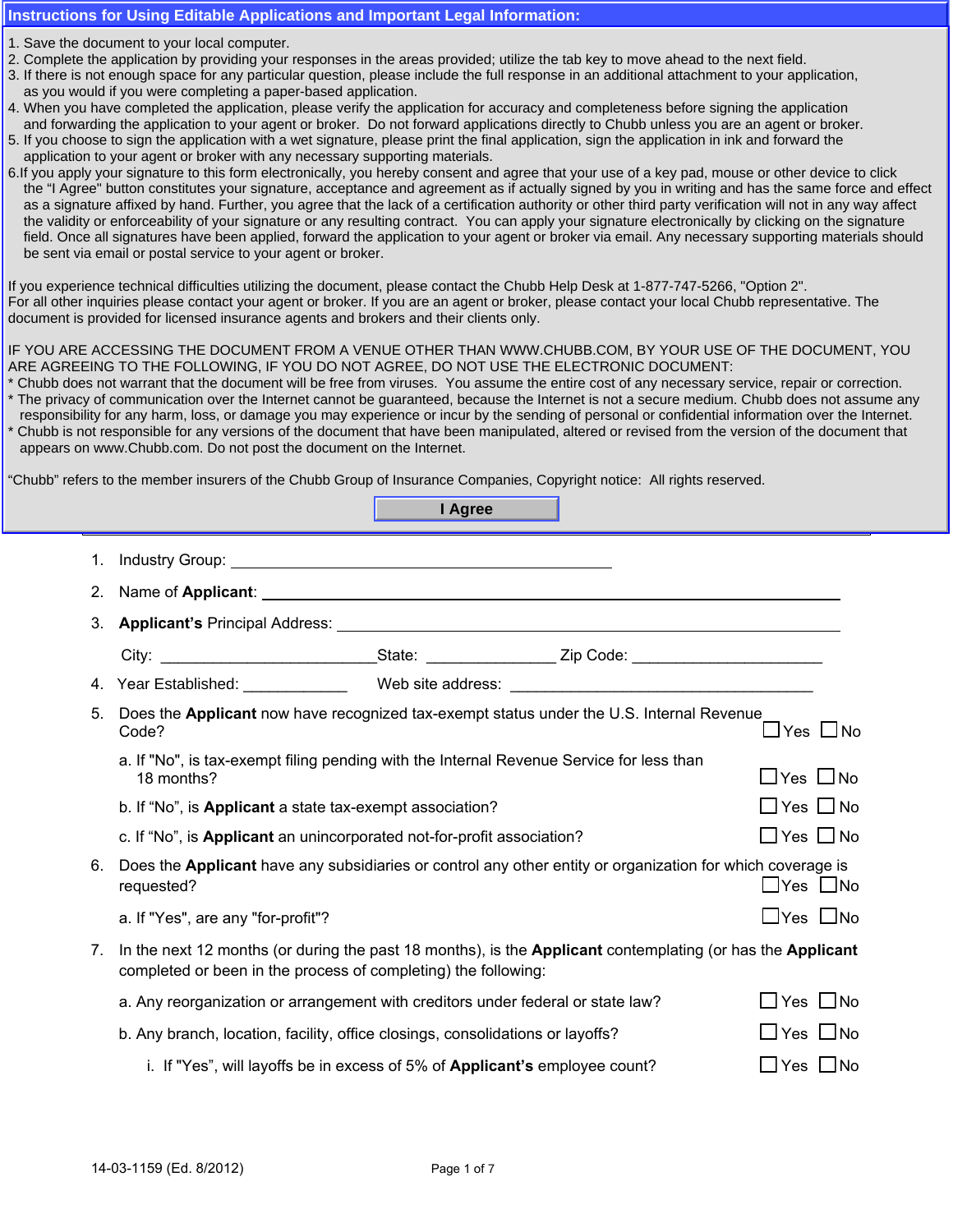## Instructions for Using Editable Applications and Important Legal Information:

1. Save the document to your local computer.
2. Complete the application by providing your responses in the areas provided; utilize the tab key to move ahead to the next field.
3. If there is not enough space for any particular question, please include the full response in an additional attachment to your application, as you would if you were completing a paper-based application.
4. When you have completed the application, please verify the application for accuracy and completeness before signing the application and forwarding the application to your agent or broker. Do not forward applications directly to Chubb unless you are an agent or broker.
5. If you choose to sign the application with a wet signature, please print the final application, sign the application in ink and forward the application to your agent or broker with any necessary supporting materials.
6. If you apply your signature to this form electronically, you hereby consent and agree that your use of a key pad, mouse or other device to click the "I Agree" button constitutes your signature, acceptance and agreement as if actually signed by you in writing and has the same force and effect as a signature affixed by hand. Further, you agree that the lack of a certification authority or other third party verification will not in any way affect the validity or enforceability of your signature or any resulting contract. You can apply your signature electronically by clicking on the signature field. Once all signatures have been applied, forward the application to your agent or broker via email. Any necessary supporting materials should be sent via email or postal service to your agent or broker.

If you experience technical difficulties utilizing the document, please contact the Chubb Help Desk at 1-877-747-5266, "Option 2". For all other inquiries please contact your agent or broker. If you are an agent or broker, please contact your local Chubb representative. The document is provided for licensed insurance agents and brokers and their clients only.

IF YOU ARE ACCESSING THE DOCUMENT FROM A VENUE OTHER THAN WWW.CHUBB.COM, BY YOUR USE OF THE DOCUMENT, YOU ARE AGREEING TO THE FOLLOWING, IF YOU DO NOT AGREE, DO NOT USE THE ELECTRONIC DOCUMENT:

* Chubb does not warrant that the document will be free from viruses. You assume the entire cost of any necessary service, repair or correction.
* The privacy of communication over the Internet cannot be guaranteed, because the Internet is not a secure medium. Chubb does not assume any responsibility for any harm, loss, or damage you may experience or incur by the sending of personal or confidential information over the Internet.
* Chubb is not responsible for any versions of the document that have been manipulated, altered or revised from the version of the document that appears on www.Chubb.com. Do not post the document on the Internet.

"Chubb" refers to the member insurers of the Chubb Group of Insurance Companies, Copyright notice: All rights reserved.

**I Agree**

1. Industry Group: ________________________________________

2. Name of **Applicant**: ________________________________________

3. **Applicant's** Principal Address: ________________________________________

   City: ________________________ State: ______________ Zip Code: ____________________

4. Year Established: ____________ Web site address: ________________________________

5. Does the **Applicant** now have recognized tax-exempt status under the U.S. Internal Revenue Code? ☐ Yes ☐ No

   a. If "No", is tax-exempt filing pending with the Internal Revenue Service for less than 18 months? ☐ Yes ☐ No

   b. If "No", is **Applicant** a state tax-exempt association? ☐ Yes ☐ No

   c. If "No", is **Applicant** an unincorporated not-for-profit association? ☐ Yes ☐ No

6. Does the **Applicant** have any subsidiaries or control any other entity or organization for which coverage is requested? ☐ Yes ☐ No

   a. If "Yes", are any "for-profit"? ☐ Yes ☐ No

7. In the next 12 months (or during the past 18 months), is the **Applicant** contemplating (or has the **Applicant** completed or been in the process of completing) the following:

   a. Any reorganization or arrangement with creditors under federal or state law? ☐ Yes ☐ No

   b. Any branch, location, facility, office closings, consolidations or layoffs? ☐ Yes ☐ No

      i. If "Yes", will layoffs be in excess of 5% of **Applicant's** employee count? ☐ Yes ☐ No

14-03-1159 (Ed. 8/2012)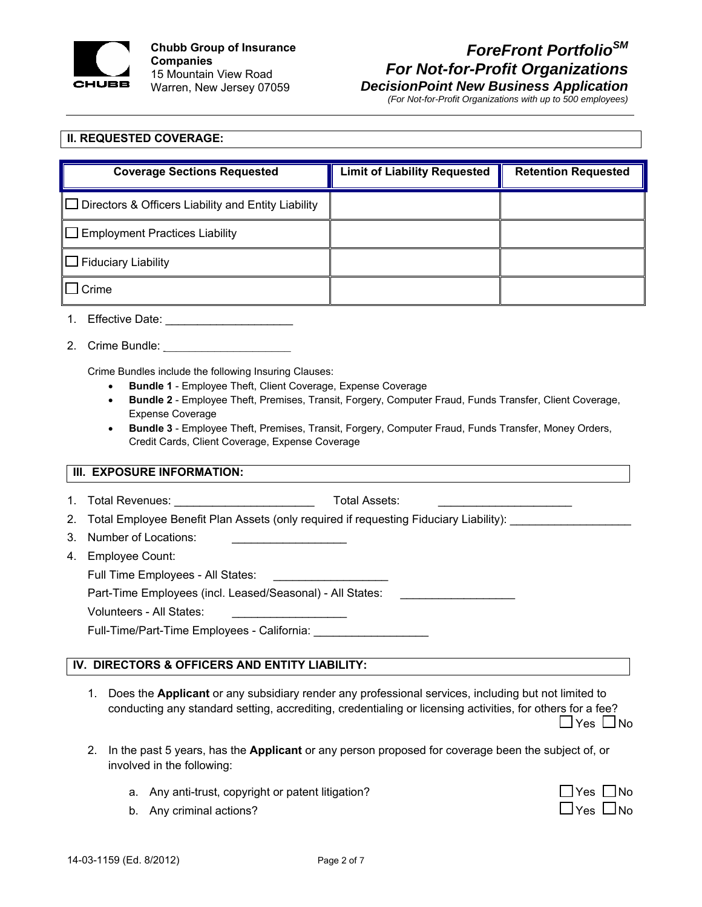**Chubb Group of Insurance Companies**
15 Mountain View Road
Warren, New Jersey 07059

# *ForeFront Portfolio[SM]*
# *For Not-for-Profit Organizations*
## *DecisionPoint New Business Application*
*(For Not-for-Profit Organizations with up to 500 employees)*

## II. REQUESTED COVERAGE:

| Coverage Sections Requested | Limit of Liability Requested | Retention Requested |
|---|---|---|
| ☐ Directors & Officers Liability and Entity Liability | | |
| ☐ Employment Practices Liability | | |
| ☐ Fiduciary Liability | | |
| ☐ Crime | | |

1. Effective Date: ____________________

2. Crime Bundle: ____________________

   Crime Bundles include the following Insuring Clauses:
   - **Bundle 1** - Employee Theft, Client Coverage, Expense Coverage
   - **Bundle 2** - Employee Theft, Premises, Transit, Forgery, Computer Fraud, Funds Transfer, Client Coverage, Expense Coverage
   - **Bundle 3** - Employee Theft, Premises, Transit, Forgery, Computer Fraud, Funds Transfer, Money Orders, Credit Cards, Client Coverage, Expense Coverage

## III. EXPOSURE INFORMATION:

1. Total Revenues: ______________________ Total Assets: _____________________
2. Total Employee Benefit Plan Assets (only required if requesting Fiduciary Liability): ___________________
3. Number of Locations: __________________
4. Employee Count:

   Full Time Employees - All States: __________________

   Part-Time Employees (incl. Leased/Seasonal) - All States: __________________

   Volunteers - All States: __________________

   Full-Time/Part-Time Employees - California: __________________

## IV. DIRECTORS & OFFICERS AND ENTITY LIABILITY:

1. Does the **Applicant** or any subsidiary render any professional services, including but not limited to conducting any standard setting, accrediting, credentialing or licensing activities, for others for a fee? ☐ Yes ☐ No

2. In the past 5 years, has the **Applicant** or any person proposed for coverage been the subject of, or involved in the following:

   a. Any anti-trust, copyright or patent litigation? ☐ Yes ☐ No

   b. Any criminal actions? ☐ Yes ☐ No

14-03-1159 (Ed. 8/2012)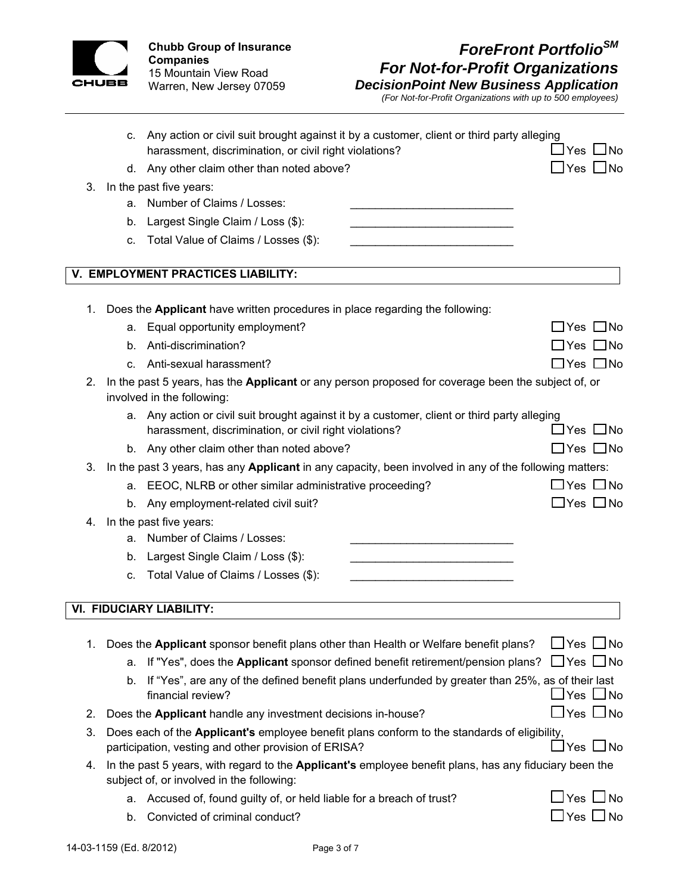c. Any action or civil suit brought against it by a customer, client or third party alleging harassment, discrimination, or civil right violations? ☐ Yes ☐ No

d. Any other claim other than noted above? ☐ Yes ☐ No

3. In the past five years:
   a. Number of Claims / Losses: ____________________
   b. Largest Single Claim / Loss ($): ____________________
   c. Total Value of Claims / Losses ($): ____________________

## V. EMPLOYMENT PRACTICES LIABILITY:

1. Does the **Applicant** have written procedures in place regarding the following:
   a. Equal opportunity employment? ☐ Yes ☐ No
   b. Anti-discrimination? ☐ Yes ☐ No
   c. Anti-sexual harassment? ☐ Yes ☐ No
2. In the past 5 years, has the **Applicant** or any person proposed for coverage been the subject of, or involved in the following:
   a. Any action or civil suit brought against it by a customer, client or third party alleging harassment, discrimination, or civil right violations? ☐ Yes ☐ No
   b. Any other claim other than noted above? ☐ Yes ☐ No
3. In the past 3 years, has any **Applicant** in any capacity, been involved in any of the following matters:
   a. EEOC, NLRB or other similar administrative proceeding? ☐ Yes ☐ No
   b. Any employment-related civil suit? ☐ Yes ☐ No
4. In the past five years:
   a. Number of Claims / Losses: ____________________
   b. Largest Single Claim / Loss ($): ____________________
   c. Total Value of Claims / Losses ($): ____________________

## VI. FIDUCIARY LIABILITY:

1. Does the **Applicant** sponsor benefit plans other than Health or Welfare benefit plans? ☐ Yes ☐ No
   a. If "Yes", does the **Applicant** sponsor defined benefit retirement/pension plans? ☐ Yes ☐ No
   b. If "Yes", are any of the defined benefit plans underfunded by greater than 25%, as of their last financial review? ☐ Yes ☐ No
2. Does the **Applicant** handle any investment decisions in-house? ☐ Yes ☐ No
3. Does each of the **Applicant's** employee benefit plans conform to the standards of eligibility, participation, vesting and other provision of ERISA? ☐ Yes ☐ No
4. In the past 5 years, with regard to the **Applicant's** employee benefit plans, has any fiduciary been the subject of, or involved in the following:
   a. Accused of, found guilty of, or held liable for a breach of trust? ☐ Yes ☐ No
   b. Convicted of criminal conduct? ☐ Yes ☐ No

14-03-1159 (Ed. 8/2012)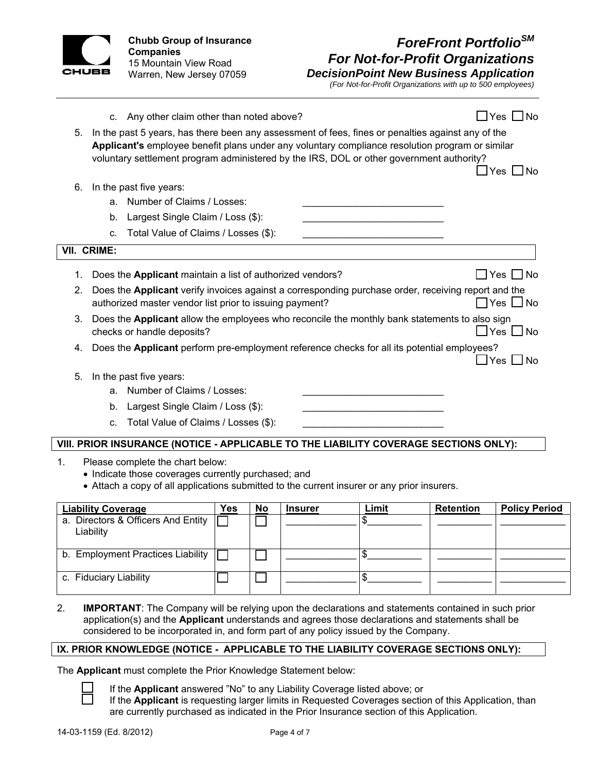c. Any other claim other than noted above? ☐ Yes ☐ No

5. In the past 5 years, has there been any assessment of fees, fines or penalties against any of the **Applicant's** employee benefit plans under any voluntary compliance resolution program or similar voluntary settlement program administered by the IRS, DOL or other government authority? ☐ Yes ☐ No

6. In the past five years:
   a. Number of Claims / Losses: ____________________
   b. Largest Single Claim / Loss ($): ____________________
   c. Total Value of Claims / Losses ($): ____________________

## VII. CRIME:

1. Does the **Applicant** maintain a list of authorized vendors? ☐ Yes ☐ No
2. Does the **Applicant** verify invoices against a corresponding purchase order, receiving report and the authorized master vendor list prior to issuing payment? ☐ Yes ☐ No
3. Does the **Applicant** allow the employees who reconcile the monthly bank statements to also sign checks or handle deposits? ☐ Yes ☐ No
4. Does the **Applicant** perform pre-employment reference checks for all its potential employees? ☐ Yes ☐ No
5. In the past five years:
   a. Number of Claims / Losses: ____________________
   b. Largest Single Claim / Loss ($): ____________________
   c. Total Value of Claims / Losses ($): ____________________

## VIII. PRIOR INSURANCE (NOTICE - APPLICABLE TO THE LIABILITY COVERAGE SECTIONS ONLY):

1. Please complete the chart below:
   - Indicate those coverages currently purchased; and
   - Attach a copy of all applications submitted to the current insurer or any prior insurers.

| Liability Coverage | Yes | No | Insurer | Limit | Retention | Policy Period |
|---|---|---|---|---|---|---|
| a. Directors & Officers And Entity Liability | ☐ | ☐ | __________ | $__________ | __________ | __________ |
| b. Employment Practices Liability | ☐ | ☐ | __________ | $__________ | __________ | __________ |
| c. Fiduciary Liability | ☐ | ☐ | __________ | $__________ | __________ | __________ |

2. **IMPORTANT**: The Company will be relying upon the declarations and statements contained in such prior application(s) and the **Applicant** understands and agrees those declarations and statements shall be considered to be incorporated in, and form part of any policy issued by the Company.

## IX. PRIOR KNOWLEDGE (NOTICE - APPLICABLE TO THE LIABILITY COVERAGE SECTIONS ONLY):

The **Applicant** must complete the Prior Knowledge Statement below:

☐ If the **Applicant** answered "No" to any Liability Coverage listed above; or

☐ If the **Applicant** is requesting larger limits in Requested Coverages section of this Application, than are currently purchased as indicated in the Prior Insurance section of this Application.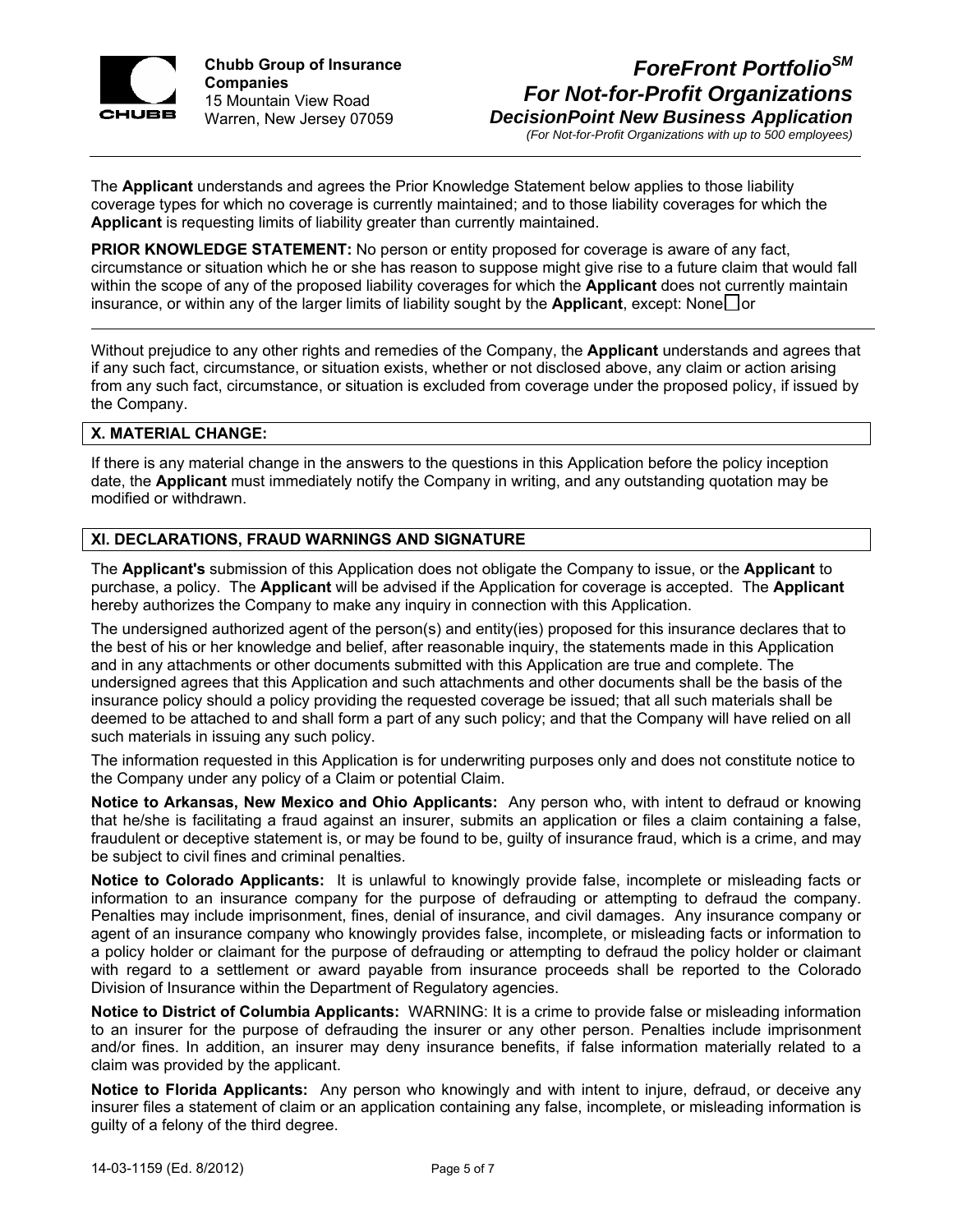The **Applicant** understands and agrees the Prior Knowledge Statement below applies to those liability coverage types for which no coverage is currently maintained; and to those liability coverages for which the **Applicant** is requesting limits of liability greater than currently maintained.

**PRIOR KNOWLEDGE STATEMENT:** No person or entity proposed for coverage is aware of any fact, circumstance or situation which he or she has reason to suppose might give rise to a future claim that would fall within the scope of any of the proposed liability coverages for which the **Applicant** does not currently maintain insurance, or within any of the larger limits of liability sought by the **Applicant**, except: None ☐ or

---

Without prejudice to any other rights and remedies of the Company, the **Applicant** understands and agrees that if any such fact, circumstance, or situation exists, whether or not disclosed above, any claim or action arising from any such fact, circumstance, or situation is excluded from coverage under the proposed policy, if issued by the Company.

## X. MATERIAL CHANGE:

If there is any material change in the answers to the questions in this Application before the policy inception date, the **Applicant** must immediately notify the Company in writing, and any outstanding quotation may be modified or withdrawn.

## XI. DECLARATIONS, FRAUD WARNINGS AND SIGNATURE

The **Applicant's** submission of this Application does not obligate the Company to issue, or the **Applicant** to purchase, a policy. The **Applicant** will be advised if the Application for coverage is accepted. The **Applicant** hereby authorizes the Company to make any inquiry in connection with this Application.

The undersigned authorized agent of the person(s) and entity(ies) proposed for this insurance declares that to the best of his or her knowledge and belief, after reasonable inquiry, the statements made in this Application and in any attachments or other documents submitted with this Application are true and complete. The undersigned agrees that this Application and such attachments and other documents shall be the basis of the insurance policy should a policy providing the requested coverage be issued; that all such materials shall be deemed to be attached to and shall form a part of any such policy; and that the Company will have relied on all such materials in issuing any such policy.

The information requested in this Application is for underwriting purposes only and does not constitute notice to the Company under any policy of a Claim or potential Claim.

**Notice to Arkansas, New Mexico and Ohio Applicants:** Any person who, with intent to defraud or knowing that he/she is facilitating a fraud against an insurer, submits an application or files a claim containing a false, fraudulent or deceptive statement is, or may be found to be, guilty of insurance fraud, which is a crime, and may be subject to civil fines and criminal penalties.

**Notice to Colorado Applicants:** It is unlawful to knowingly provide false, incomplete or misleading facts or information to an insurance company for the purpose of defrauding or attempting to defraud the company. Penalties may include imprisonment, fines, denial of insurance, and civil damages. Any insurance company or agent of an insurance company who knowingly provides false, incomplete, or misleading facts or information to a policy holder or claimant for the purpose of defrauding or attempting to defraud the policy holder or claimant with regard to a settlement or award payable from insurance proceeds shall be reported to the Colorado Division of Insurance within the Department of Regulatory agencies.

**Notice to District of Columbia Applicants:** WARNING: It is a crime to provide false or misleading information to an insurer for the purpose of defrauding the insurer or any other person. Penalties include imprisonment and/or fines. In addition, an insurer may deny insurance benefits, if false information materially related to a claim was provided by the applicant.

**Notice to Florida Applicants:** Any person who knowingly and with intent to injure, defraud, or deceive any insurer files a statement of claim or an application containing any false, incomplete, or misleading information is guilty of a felony of the third degree.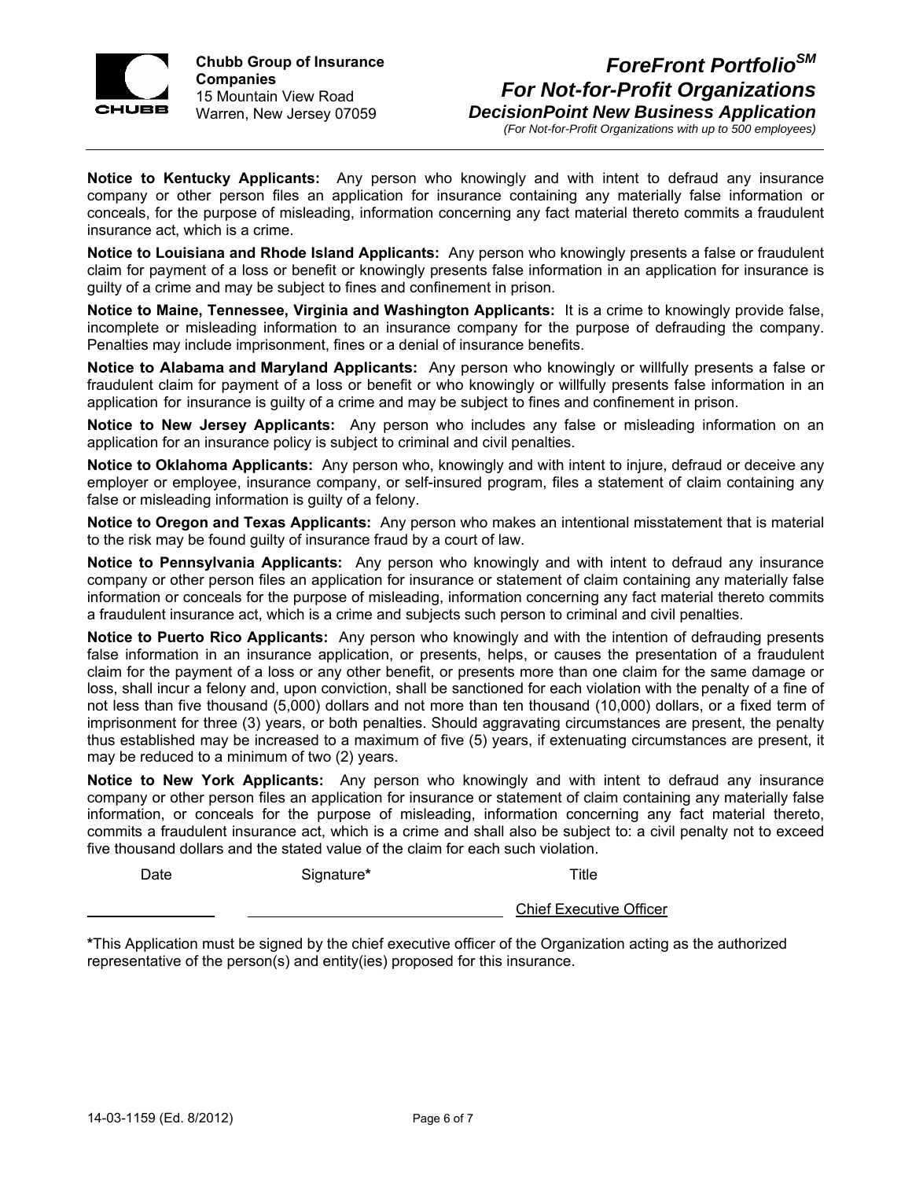**Notice to Kentucky Applicants:** Any person who knowingly and with intent to defraud any insurance company or other person files an application for insurance containing any materially false information or conceals, for the purpose of misleading, information concerning any fact material thereto commits a fraudulent insurance act, which is a crime.

**Notice to Louisiana and Rhode Island Applicants:** Any person who knowingly presents a false or fraudulent claim for payment of a loss or benefit or knowingly presents false information in an application for insurance is guilty of a crime and may be subject to fines and confinement in prison.

**Notice to Maine, Tennessee, Virginia and Washington Applicants:** It is a crime to knowingly provide false, incomplete or misleading information to an insurance company for the purpose of defrauding the company. Penalties may include imprisonment, fines or a denial of insurance benefits.

**Notice to Alabama and Maryland Applicants:** Any person who knowingly or willfully presents a false or fraudulent claim for payment of a loss or benefit or who knowingly or willfully presents false information in an application for insurance is guilty of a crime and may be subject to fines and confinement in prison.

**Notice to New Jersey Applicants:** Any person who includes any false or misleading information on an application for an insurance policy is subject to criminal and civil penalties.

**Notice to Oklahoma Applicants:** Any person who, knowingly and with intent to injure, defraud or deceive any employer or employee, insurance company, or self-insured program, files a statement of claim containing any false or misleading information is guilty of a felony.

**Notice to Oregon and Texas Applicants:** Any person who makes an intentional misstatement that is material to the risk may be found guilty of insurance fraud by a court of law.

**Notice to Pennsylvania Applicants:** Any person who knowingly and with intent to defraud any insurance company or other person files an application for insurance or statement of claim containing any materially false information or conceals for the purpose of misleading, information concerning any fact material thereto commits a fraudulent insurance act, which is a crime and subjects such person to criminal and civil penalties.

**Notice to Puerto Rico Applicants:** Any person who knowingly and with the intention of defrauding presents false information in an insurance application, or presents, helps, or causes the presentation of a fraudulent claim for the payment of a loss or any other benefit, or presents more than one claim for the same damage or loss, shall incur a felony and, upon conviction, shall be sanctioned for each violation with the penalty of a fine of not less than five thousand (5,000) dollars and not more than ten thousand (10,000) dollars, or a fixed term of imprisonment for three (3) years, or both penalties. Should aggravating circumstances are present, the penalty thus established may be increased to a maximum of five (5) years, if extenuating circumstances are present, it may be reduced to a minimum of two (2) years.

**Notice to New York Applicants:** Any person who knowingly and with intent to defraud any insurance company or other person files an application for insurance or statement of claim containing any materially false information, or conceals for the purpose of misleading, information concerning any fact material thereto, commits a fraudulent insurance act, which is a crime and shall also be subject to: a civil penalty not to exceed five thousand dollars and the stated value of the claim for each such violation.

| Date | Signature* | Title |
|---|---|---|
| ____________ | ________________________ | Chief Executive Officer |

**\***This Application must be signed by the chief executive officer of the Organization acting as the authorized representative of the person(s) and entity(ies) proposed for this insurance.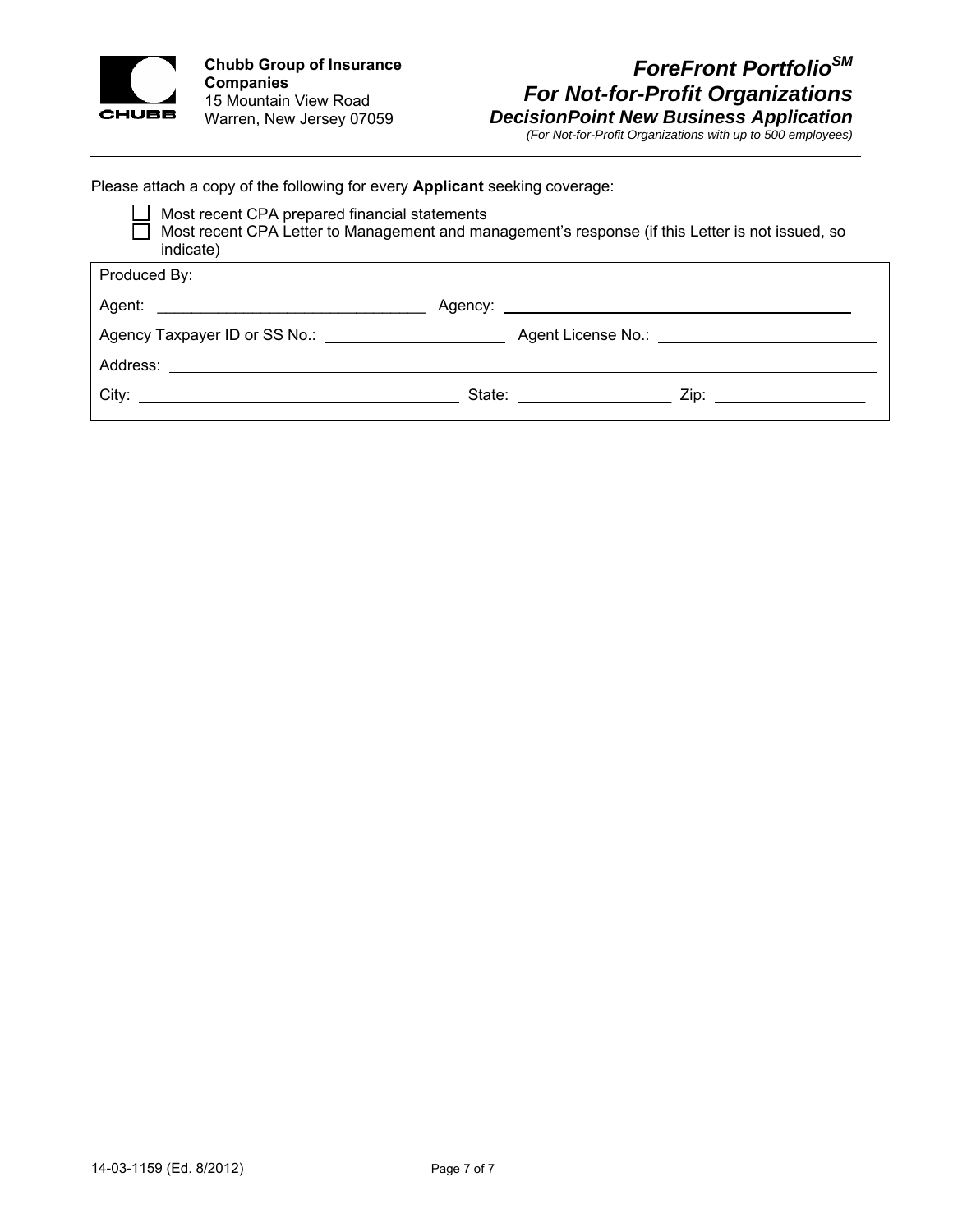**Chubb Group of Insurance Companies**
15 Mountain View Road
Warren, New Jersey 07059

# *ForeFront Portfolio*SM
## *For Not-for-Profit Organizations*
### *DecisionPoint New Business Application*
*(For Not-for-Profit Organizations with up to 500 employees)*

Please attach a copy of the following for every **Applicant** seeking coverage:

- ☐ Most recent CPA prepared financial statements
- ☐ Most recent CPA Letter to Management and management's response (if this Letter is not issued, so indicate)

Produced By:

Agent: ______________________________ Agency: ______________________________

Agency Taxpayer ID or SS No.: ____________________ Agent License No.: ____________________

Address: ____________________________________________________________

City: ______________________________ State: ____________________ Zip: ____________________

14-03-1159 (Ed. 8/2012)